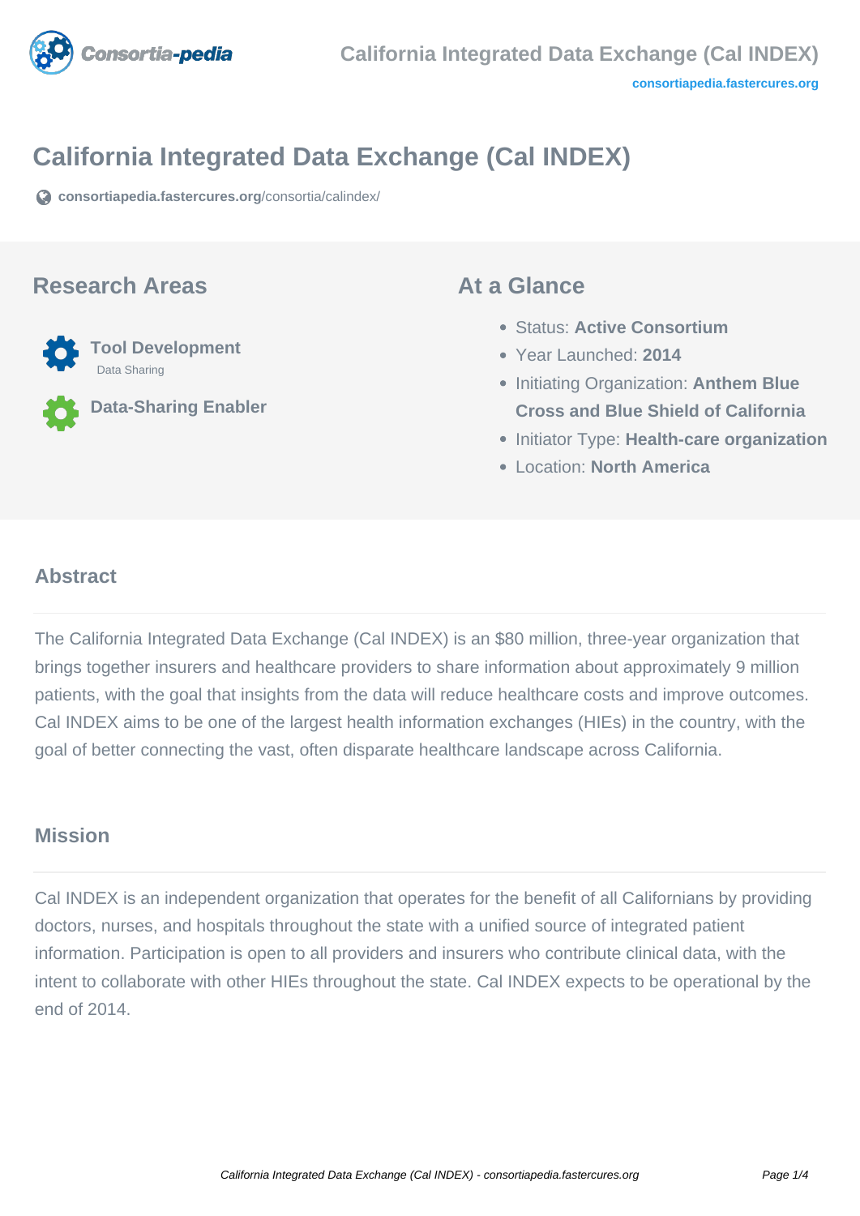# California Integrated Data Exchange (Cal INDEX)

consortiapedia.fastercures.org/consortia/calindex/

## Research Areas

**Tool Development**
Data Sharing

**Data-Sharing Enabler**

## At a Glance

- Status: **Active Consortium**
- Year Launched: **2014**
- Initiating Organization: **Anthem Blue Cross and Blue Shield of California**
- Initiator Type: **Health-care organization**
- Location: **North America**

## Abstract

The California Integrated Data Exchange (Cal INDEX) is an $80 million, three-year organization that brings together insurers and healthcare providers to share information about approximately 9 million patients, with the goal that insights from the data will reduce healthcare costs and improve outcomes. Cal INDEX aims to be one of the largest health information exchanges (HIEs) in the country, with the goal of better connecting the vast, often disparate healthcare landscape across California.

## Mission

Cal INDEX is an independent organization that operates for the benefit of all Californians by providing doctors, nurses, and hospitals throughout the state with a unified source of integrated patient information. Participation is open to all providers and insurers who contribute clinical data, with the intent to collaborate with other HIEs throughout the state. Cal INDEX expects to be operational by the end of 2014.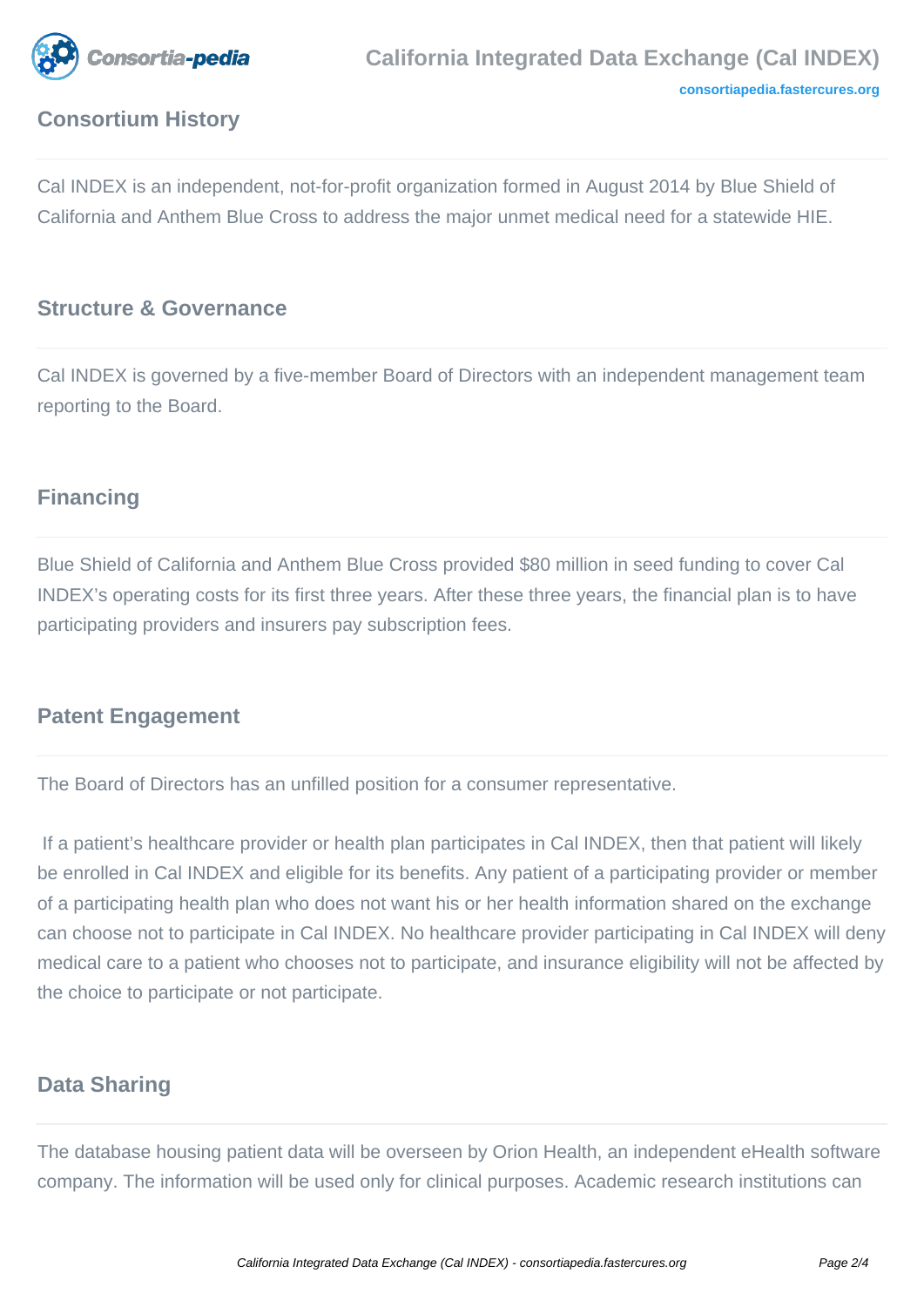## Consortium History

Cal INDEX is an independent, not-for-profit organization formed in August 2014 by Blue Shield of California and Anthem Blue Cross to address the major unmet medical need for a statewide HIE.

## Structure & Governance

Cal INDEX is governed by a five-member Board of Directors with an independent management team reporting to the Board.

## Financing

Blue Shield of California and Anthem Blue Cross provided $80 million in seed funding to cover Cal INDEX's operating costs for its first three years. After these three years, the financial plan is to have participating providers and insurers pay subscription fees.

## Patent Engagement

The Board of Directors has an unfilled position for a consumer representative.

If a patient's healthcare provider or health plan participates in Cal INDEX, then that patient will likely be enrolled in Cal INDEX and eligible for its benefits. Any patient of a participating provider or member of a participating health plan who does not want his or her health information shared on the exchange can choose not to participate in Cal INDEX. No healthcare provider participating in Cal INDEX will deny medical care to a patient who chooses not to participate, and insurance eligibility will not be affected by the choice to participate or not participate.

## Data Sharing

The database housing patient data will be overseen by Orion Health, an independent eHealth software company. The information will be used only for clinical purposes. Academic research institutions can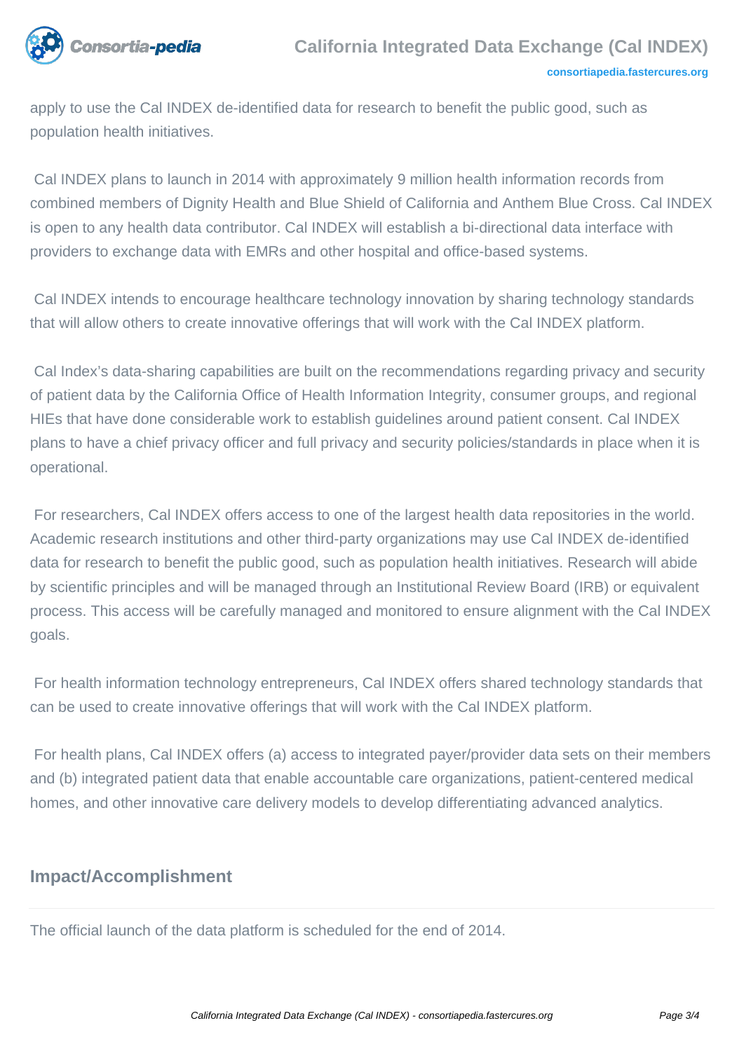apply to use the Cal INDEX de-identified data for research to benefit the public good, such as population health initiatives.

Cal INDEX plans to launch in 2014 with approximately 9 million health information records from combined members of Dignity Health and Blue Shield of California and Anthem Blue Cross. Cal INDEX is open to any health data contributor. Cal INDEX will establish a bi-directional data interface with providers to exchange data with EMRs and other hospital and office-based systems.

Cal INDEX intends to encourage healthcare technology innovation by sharing technology standards that will allow others to create innovative offerings that will work with the Cal INDEX platform.

Cal Index's data-sharing capabilities are built on the recommendations regarding privacy and security of patient data by the California Office of Health Information Integrity, consumer groups, and regional HIEs that have done considerable work to establish guidelines around patient consent. Cal INDEX plans to have a chief privacy officer and full privacy and security policies/standards in place when it is operational.

For researchers, Cal INDEX offers access to one of the largest health data repositories in the world. Academic research institutions and other third-party organizations may use Cal INDEX de-identified data for research to benefit the public good, such as population health initiatives. Research will abide by scientific principles and will be managed through an Institutional Review Board (IRB) or equivalent process. This access will be carefully managed and monitored to ensure alignment with the Cal INDEX goals.

For health information technology entrepreneurs, Cal INDEX offers shared technology standards that can be used to create innovative offerings that will work with the Cal INDEX platform.

For health plans, Cal INDEX offers (a) access to integrated payer/provider data sets on their members and (b) integrated patient data that enable accountable care organizations, patient-centered medical homes, and other innovative care delivery models to develop differentiating advanced analytics.

## Impact/Accomplishment

The official launch of the data platform is scheduled for the end of 2014.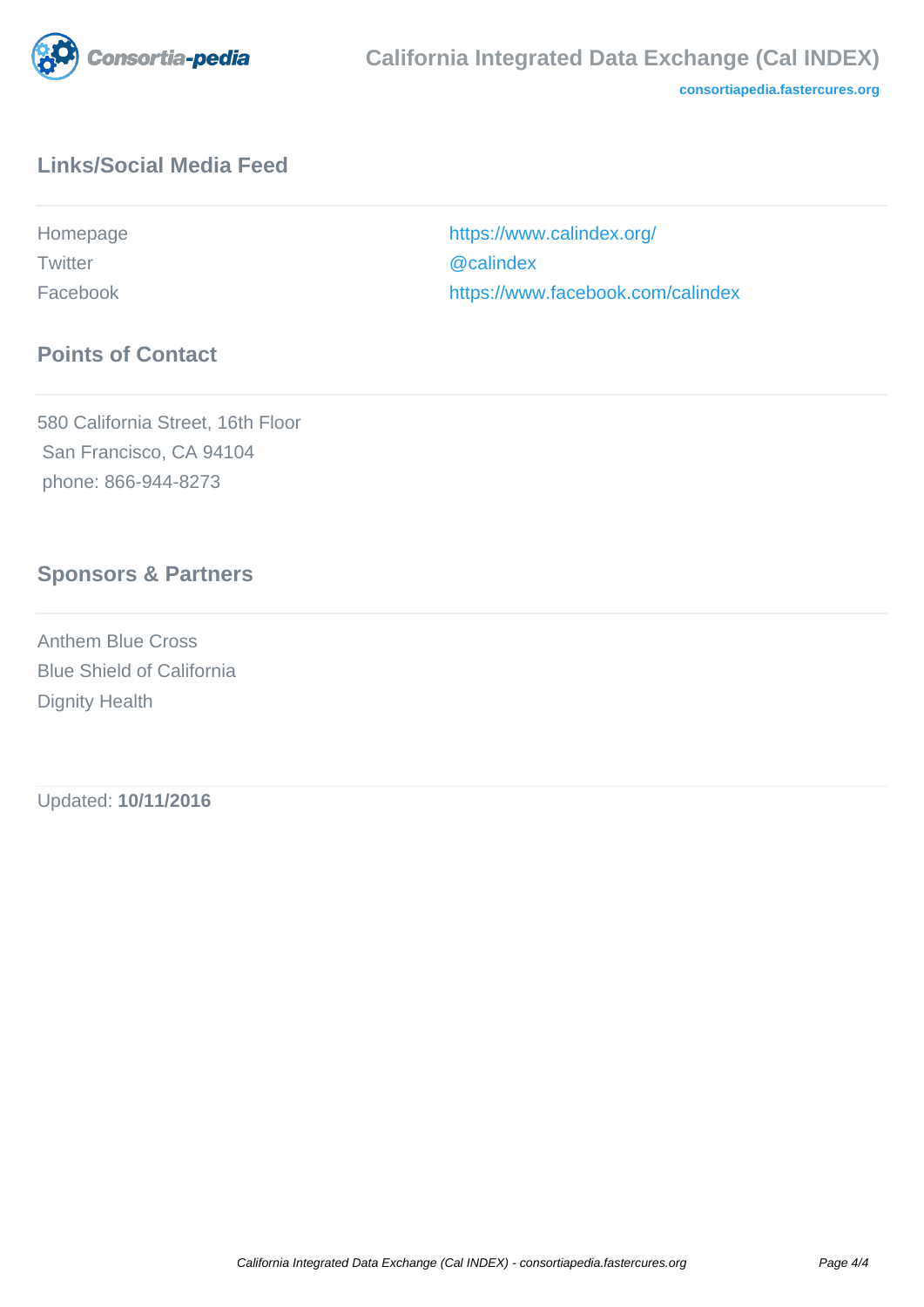## Links/Social Media Feed

| | |
|---|---|
| Homepage | https://www.calindex.org/ |
| Twitter | @calindex |
| Facebook | https://www.facebook.com/calindex |

## Points of Contact

580 California Street, 16th Floor
San Francisco, CA 94104
phone: 866-944-8273

## Sponsors & Partners

Anthem Blue Cross
Blue Shield of California
Dignity Health

Updated: **10/11/2016**